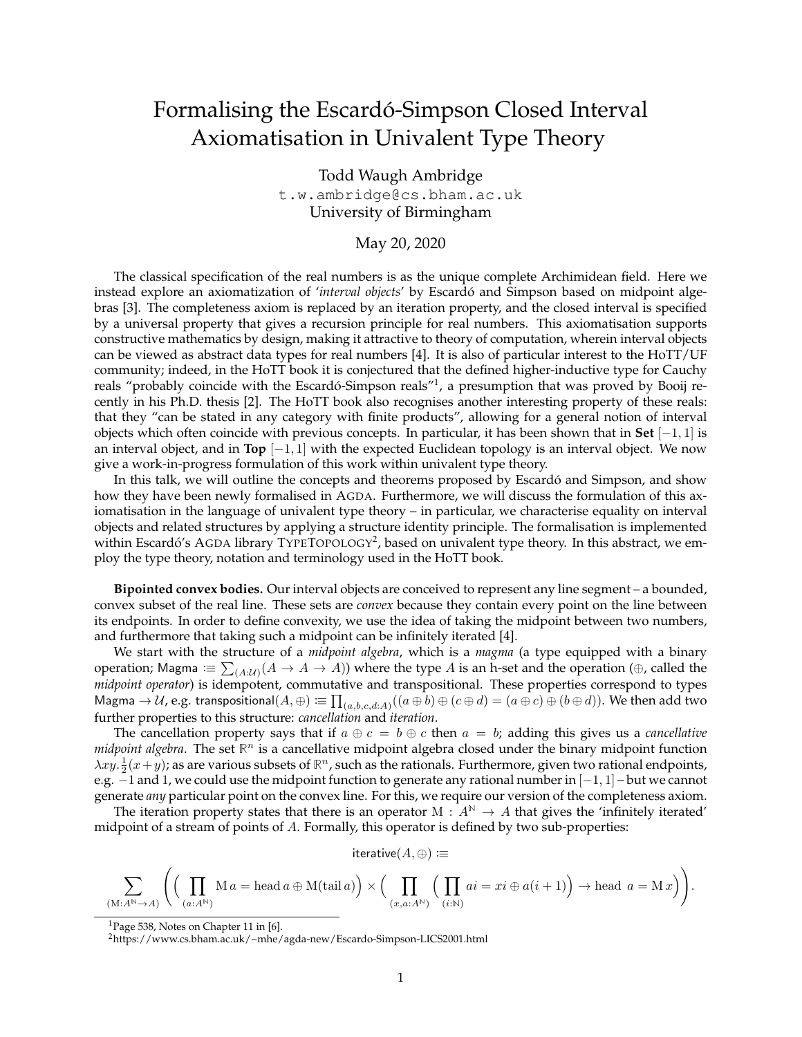# Formalising the Escardó-Simpson Closed Interval Axiomatisation in Univalent Type Theory

Todd Waugh Ambridge
t.w.ambridge@cs.bham.ac.uk
University of Birmingham

May 20, 2020

The classical specification of the real numbers is as the unique complete Archimedean field. Here we instead explore an axiomatization of '*interval objects*' by Escardó and Simpson based on midpoint algebras [3]. The completeness axiom is replaced by an iteration property, and the closed interval is specified by a universal property that gives a recursion principle for real numbers. This axiomatisation supports constructive mathematics by design, making it attractive to theory of computation, wherein interval objects can be viewed as abstract data types for real numbers [4]. It is also of particular interest to the HoTT/UF community; indeed, in the HoTT book it is conjectured that the defined higher-inductive type for Cauchy reals "probably coincide with the Escardó-Simpson reals"[1], a presumption that was proved by Booij recently in his Ph.D. thesis [2]. The HoTT book also recognises another interesting property of these reals: that they "can be stated in any category with finite products", allowing for a general notion of interval objects which often coincide with previous concepts. In particular, it has been shown that in **Set** $[-1, 1]$ is an interval object, and in **Top** $[-1, 1]$ with the expected Euclidean topology is an interval object. We now give a work-in-progress formulation of this work within univalent type theory.

In this talk, we will outline the concepts and theorems proposed by Escardó and Simpson, and show how they have been newly formalised in AGDA. Furthermore, we will discuss the formulation of this axiomatisation in the language of univalent type theory – in particular, we characterise equality on interval objects and related structures by applying a structure identity principle. The formalisation is implemented within Escardó's AGDA library TYPETOPOLOGY[2], based on univalent type theory. In this abstract, we employ the type theory, notation and terminology used in the HoTT book.

**Bipointed convex bodies.** Our interval objects are conceived to represent any line segment – a bounded, convex subset of the real line. These sets are *convex* because they contain every point on the line between its endpoints. In order to define convexity, we use the idea of taking the midpoint between two numbers, and furthermore that taking such a midpoint can be infinitely iterated [4].

We start with the structure of a *midpoint algebra*, which is a *magma* (a type equipped with a binary operation; $\mathsf{Magma} :\equiv \sum_{(A:\mathcal{U})}(A \to A \to A)$) where the type $A$ is an h-set and the operation ($\oplus$, called the *midpoint operator*) is idempotent, commutative and transpositional. These properties correspond to types $\mathsf{Magma} \to \mathcal{U}$, e.g. $\mathsf{transpositional}(A, \oplus) :\equiv \prod_{(a,b,c,d:A)}((a \oplus b) \oplus (c \oplus d) = (a \oplus c) \oplus (b \oplus d))$. We then add two further properties to this structure: *cancellation* and *iteration*.

The cancellation property says that if $a \oplus c = b \oplus c$ then $a = b$; adding this gives us a *cancellative midpoint algebra*. The set $\mathbb{R}^n$ is a cancellative midpoint algebra closed under the binary midpoint function $\lambda xy.\frac{1}{2}(x + y)$; as are various subsets of $\mathbb{R}^n$, such as the rationals. Furthermore, given two rational endpoints, e.g. $-1$ and $1$, we could use the midpoint function to generate any rational number in $[-1, 1]$ – but we cannot generate *any* particular point on the convex line. For this, we require our version of the completeness axiom.

The iteration property states that there is an operator $\mathrm{M} : A^{\mathbb{N}} \to A$ that gives the 'infinitely iterated' midpoint of a stream of points of $A$. Formally, this operator is defined by two sub-properties:

$$\mathsf{iterative}(A, \oplus) :\equiv$$

$$\sum_{(\mathrm{M}:A^{\mathbb{N}} \to A)} \left( \Big( \prod_{(a:A^{\mathbb{N}})} \mathrm{M}\, a = \mathrm{head}\, a \oplus \mathrm{M}(\mathrm{tail}\, a) \Big) \times \Big( \prod_{(x,a:A^{\mathbb{N}})} \Big( \prod_{(i:\mathbb{N})} ai = xi \oplus a(i+1) \Big) \to \mathrm{head}\ a = \mathrm{M}\, x \Big) \right).$$

[1] Page 538, Notes on Chapter 11 in [6].

[2] https://www.cs.bham.ac.uk/~mhe/agda-new/Escardo-Simpson-LICS2001.html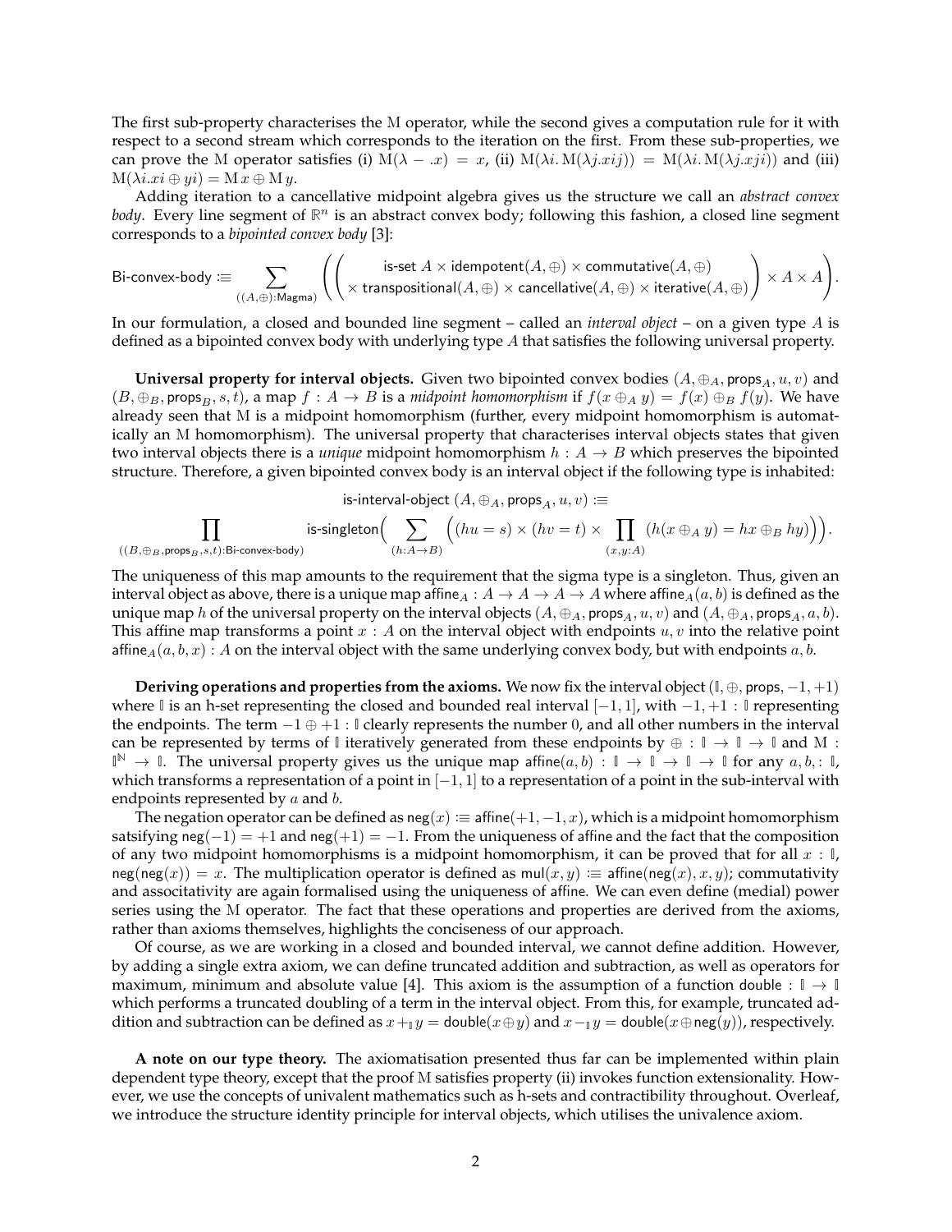The first sub-property characterises the $\mathrm{M}$ operator, while the second gives a computation rule for it with respect to a second stream which corresponds to the iteration on the first. From these sub-properties, we can prove the $\mathrm{M}$ operator satisfies (i) $\mathrm{M}(\lambda - .x) = x$, (ii) $\mathrm{M}(\lambda i.\, \mathrm{M}(\lambda j.xij)) = \mathrm{M}(\lambda i.\, \mathrm{M}(\lambda j.xji))$ and (iii) $\mathrm{M}(\lambda i.xi \oplus yi) = \mathrm{M}\, x \oplus \mathrm{M}\, y$.

Adding iteration to a cancellative midpoint algebra gives us the structure we call an *abstract convex body*. Every line segment of $\mathbb{R}^n$ is an abstract convex body; following this fashion, a closed line segment corresponds to a *bipointed convex body* [3]:

$$\mathsf{Bi\text{-}convex\text{-}body} :\equiv \sum_{((A,\oplus):\mathsf{Magma})} \left( \left( \begin{array}{c} \mathsf{is\text{-}set}\ A \times \mathsf{idempotent}(A,\oplus) \times \mathsf{commutative}(A,\oplus) \\ \times\ \mathsf{transpositional}(A,\oplus) \times \mathsf{cancellative}(A,\oplus) \times \mathsf{iterative}(A,\oplus) \end{array} \right) \times A \times A \right).$$

In our formulation, a closed and bounded line segment – called an *interval object* – on a given type $A$ is defined as a bipointed convex body with underlying type $A$ that satisfies the following universal property.

**Universal property for interval objects.** Given two bipointed convex bodies $(A, \oplus_A, \mathsf{props}_A, u, v)$ and $(B, \oplus_B, \mathsf{props}_B, s, t)$, a map $f : A \to B$ is a *midpoint homomorphism* if $f(x \oplus_A y) = f(x) \oplus_B f(y)$. We have already seen that $\mathrm{M}$ is a midpoint homomorphism (further, every midpoint homomorphism is automatically an $\mathrm{M}$ homomorphism). The universal property that characterises interval objects states that given two interval objects there is a *unique* midpoint homomorphism $h : A \to B$ which preserves the bipointed structure. Therefore, a given bipointed convex body is an interval object if the following type is inhabited:

$$\mathsf{is\text{-}interval\text{-}object}\ (A, \oplus_A, \mathsf{props}_A, u, v) :\equiv$$
$$\prod_{((B,\oplus_B,\mathsf{props}_B,s,t):\mathsf{Bi\text{-}convex\text{-}body})} \mathsf{is\text{-}singleton}\Big( \sum_{(h:A\to B)} \Big( (hu = s) \times (hv = t) \times \prod_{(x,y:A)} (h(x \oplus_A y) = hx \oplus_B hy) \Big) \Big).$$

The uniqueness of this map amounts to the requirement that the sigma type is a singleton. Thus, given an interval object as above, there is a unique map $\mathsf{affine}_A : A \to A \to A \to A$ where $\mathsf{affine}_A(a, b)$ is defined as the unique map $h$ of the universal property on the interval objects $(A, \oplus_A, \mathsf{props}_A, u, v)$ and $(A, \oplus_A, \mathsf{props}_A, a, b)$. This affine map transforms a point $x : A$ on the interval object with endpoints $u, v$ into the relative point $\mathsf{affine}_A(a, b, x) : A$ on the interval object with the same underlying convex body, but with endpoints $a, b$.

**Deriving operations and properties from the axioms.** We now fix the interval object $(\mathbb{I}, \oplus, \mathsf{props}, -1, +1)$ where $\mathbb{I}$ is an h-set representing the closed and bounded real interval $[-1, 1]$, with $-1, +1 : \mathbb{I}$ representing the endpoints. The term $-1 \oplus +1 : \mathbb{I}$ clearly represents the number $0$, and all other numbers in the interval can be represented by terms of $\mathbb{I}$ iteratively generated from these endpoints by $\oplus : \mathbb{I} \to \mathbb{I} \to \mathbb{I}$ and $\mathrm{M} : \mathbb{I}^{\mathbb{N}} \to \mathbb{I}$. The universal property gives us the unique map $\mathsf{affine}(a, b) : \mathbb{I} \to \mathbb{I} \to \mathbb{I} \to \mathbb{I}$ for any $a, b, : \mathbb{I}$, which transforms a representation of a point in $[-1, 1]$ to a representation of a point in the sub-interval with endpoints represented by $a$ and $b$.

The negation operator can be defined as $\mathsf{neg}(x) :\equiv \mathsf{affine}(+1, -1, x)$, which is a midpoint homomorphism satsifying $\mathsf{neg}(-1) = +1$ and $\mathsf{neg}(+1) = -1$. From the uniqueness of $\mathsf{affine}$ and the fact that the composition of any two midpoint homomorphisms is a midpoint homomorphism, it can be proved that for all $x : \mathbb{I}$, $\mathsf{neg}(\mathsf{neg}(x)) = x$. The multiplication operator is defined as $\mathsf{mul}(x, y) :\equiv \mathsf{affine}(\mathsf{neg}(x), x, y)$; commutativity and associtativity are again formalised using the uniqueness of $\mathsf{affine}$. We can even define (medial) power series using the $\mathrm{M}$ operator. The fact that these operations and properties are derived from the axioms, rather than axioms themselves, highlights the conciseness of our approach.

Of course, as we are working in a closed and bounded interval, we cannot define addition. However, by adding a single extra axiom, we can define truncated addition and subtraction, as well as operators for maximum, minimum and absolute value [4]. This axiom is the assumption of a function $\mathsf{double} : \mathbb{I} \to \mathbb{I}$ which performs a truncated doubling of a term in the interval object. From this, for example, truncated addition and subtraction can be defined as $x +_{\mathbb{I}} y = \mathsf{double}(x \oplus y)$ and $x -_{\mathbb{I}} y = \mathsf{double}(x \oplus \mathsf{neg}(y))$, respectively.

**A note on our type theory.** The axiomatisation presented thus far can be implemented within plain dependent type theory, except that the proof $\mathrm{M}$ satisfies property (ii) invokes function extensionality. However, we use the concepts of univalent mathematics such as h-sets and contractibility throughout. Overleaf, we introduce the structure identity principle for interval objects, which utilises the univalence axiom.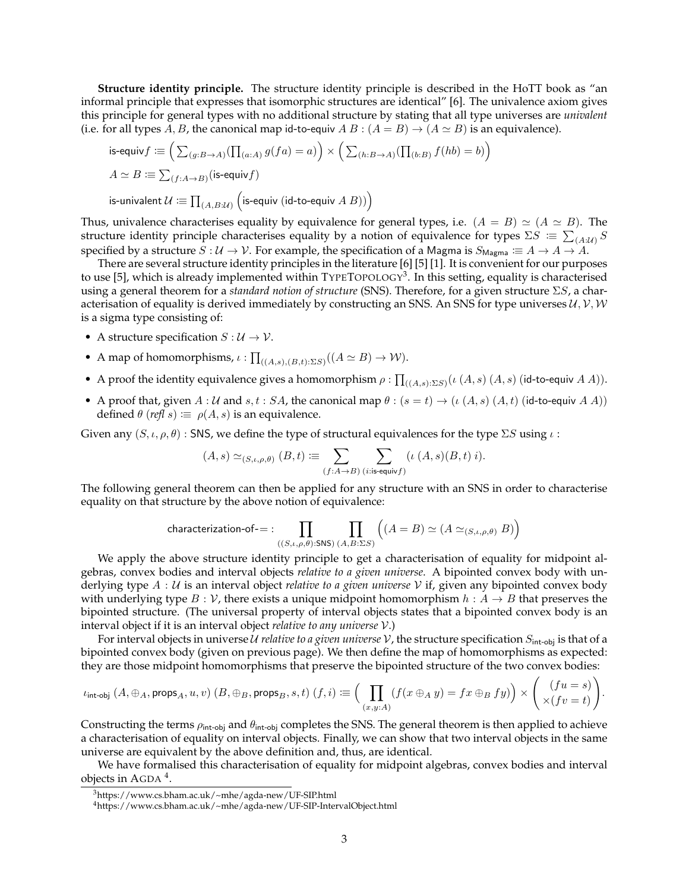**Structure identity principle.** The structure identity principle is described in the HoTT book as "an informal principle that expresses that isomorphic structures are identical" [6]. The univalence axiom gives this principle for general types with no additional structure by stating that all type universes are *univalent* (i.e. for all types $A, B$, the canonical map $\mathsf{id\text{-}to\text{-}equiv}\ A\ B : (A = B) \to (A \simeq B)$ is an equivalence).

$$\mathsf{is\text{-}equiv} f :\equiv \Big( \textstyle\sum_{(g:B\to A)} (\prod_{(a:A)} g(fa) = a) \Big) \times \Big( \sum_{(h:B\to A)} (\prod_{(b:B)} f(hb) = b) \Big)$$

$$A \simeq B :\equiv \textstyle\sum_{(f:A\to B)} (\mathsf{is\text{-}equiv} f)$$

$$\mathsf{is\text{-}univalent}\ \mathcal{U} :\equiv \textstyle\prod_{(A,B:\mathcal{U})} \Big( \mathsf{is\text{-}equiv}\ (\mathsf{id\text{-}to\text{-}equiv}\ A\ B) \Big)$$

Thus, univalence characterises equality by equivalence for general types, i.e. $(A = B) \simeq (A \simeq B)$. The structure identity principle characterises equality by a notion of equivalence for types $\Sigma S :\equiv \sum_{(A:\mathcal{U})} S$ specified by a structure $S : \mathcal{U} \to \mathcal{V}$. For example, the specification of a Magma is $S_{\mathsf{Magma}} :\equiv A \to A \to A$.

There are several structure identity principles in the literature [6] [5] [1]. It is convenient for our purposes to use [5], which is already implemented within TypeTopology[3]. In this setting, equality is characterised using a general theorem for a *standard notion of structure* (SNS). Therefore, for a given structure $\Sigma S$, a characterisation of equality is derived immediately by constructing an SNS. An SNS for type universes $\mathcal{U}, \mathcal{V}, \mathcal{W}$ is a sigma type consisting of:

- A structure specification $S : \mathcal{U} \to \mathcal{V}$.
- A map of homomorphisms, $\iota : \prod_{((A,s),(B,t):\Sigma S)} ((A \simeq B) \to \mathcal{W})$.
- A proof the identity equivalence gives a homomorphism $\rho : \prod_{((A,s):\Sigma S)} (\iota\ (A,s)\ (A,s)\ (\mathsf{id\text{-}to\text{-}equiv}\ A\ A))$.
- A proof that, given $A : \mathcal{U}$ and $s, t : SA$, the canonical map $\theta : (s = t) \to (\iota\ (A,s)\ (A,t)\ (\mathsf{id\text{-}to\text{-}equiv}\ A\ A))$ defined $\theta\ (\mathit{refl}\ s) :\equiv \rho(A,s)$ is an equivalence.

Given any $(S, \iota, \rho, \theta) : \mathsf{SNS}$, we define the type of structural equivalences for the type $\Sigma S$ using $\iota$ :

$$(A,s) \simeq_{(S,\iota,\rho,\theta)} (B,t) :\equiv \sum_{(f:A\to B)} \sum_{(i:\mathsf{is\text{-}equiv} f)} (\iota\ (A,s)(B,t)\ i).$$

The following general theorem can then be applied for any structure with an SNS in order to characterise equality on that structure by the above notion of equivalence:

$$\mathsf{characterization\text{-}of\text{-}{=}} : \prod_{((S,\iota,\rho,\theta):\mathsf{SNS})} \prod_{(A,B:\Sigma S)} \Big( (A = B) \simeq (A \simeq_{(S,\iota,\rho,\theta)} B) \Big)$$

We apply the above structure identity principle to get a characterisation of equality for midpoint algebras, convex bodies and interval objects *relative to a given universe*. A bipointed convex body with underlying type $A : \mathcal{U}$ is an interval object *relative to a given universe* $\mathcal{V}$ if, given any bipointed convex body with underlying type $B : \mathcal{V}$, there exists a unique midpoint homomorphism $h : A \to B$ that preserves the bipointed structure. (The universal property of interval objects states that a bipointed convex body is an interval object if it is an interval object *relative to any universe* $\mathcal{V}$.)

For interval objects in universe $\mathcal{U}$ *relative to a given universe* $\mathcal{V}$, the structure specification $S_{\mathsf{int\text{-}obj}}$ is that of a bipointed convex body (given on previous page). We then define the map of homomorphisms as expected: they are those midpoint homomorphisms that preserve the bipointed structure of the two convex bodies:

$$\iota_{\mathsf{int\text{-}obj}}\ (A, \oplus_A, \mathsf{props}_A, u, v)\ (B, \oplus_B, \mathsf{props}_B, s, t)\ (f, i) :\equiv \Big( \prod_{(x,y:A)} (f(x \oplus_A y) = fx \oplus_B fy) \Big) \times \begin{pmatrix} (fu = s) \\ \times (fv = t) \end{pmatrix}.$$

Constructing the terms $\rho_{\mathsf{int\text{-}obj}}$ and $\theta_{\mathsf{int\text{-}obj}}$ completes the SNS. The general theorem is then applied to achieve a characterisation of equality on interval objects. Finally, we can show that two interval objects in the same universe are equivalent by the above definition and, thus, are identical.

We have formalised this characterisation of equality for midpoint algebras, convex bodies and interval objects in Agda [4].

[3] https://www.cs.bham.ac.uk/~mhe/agda-new/UF-SIP.html

[4] https://www.cs.bham.ac.uk/~mhe/agda-new/UF-SIP-IntervalObject.html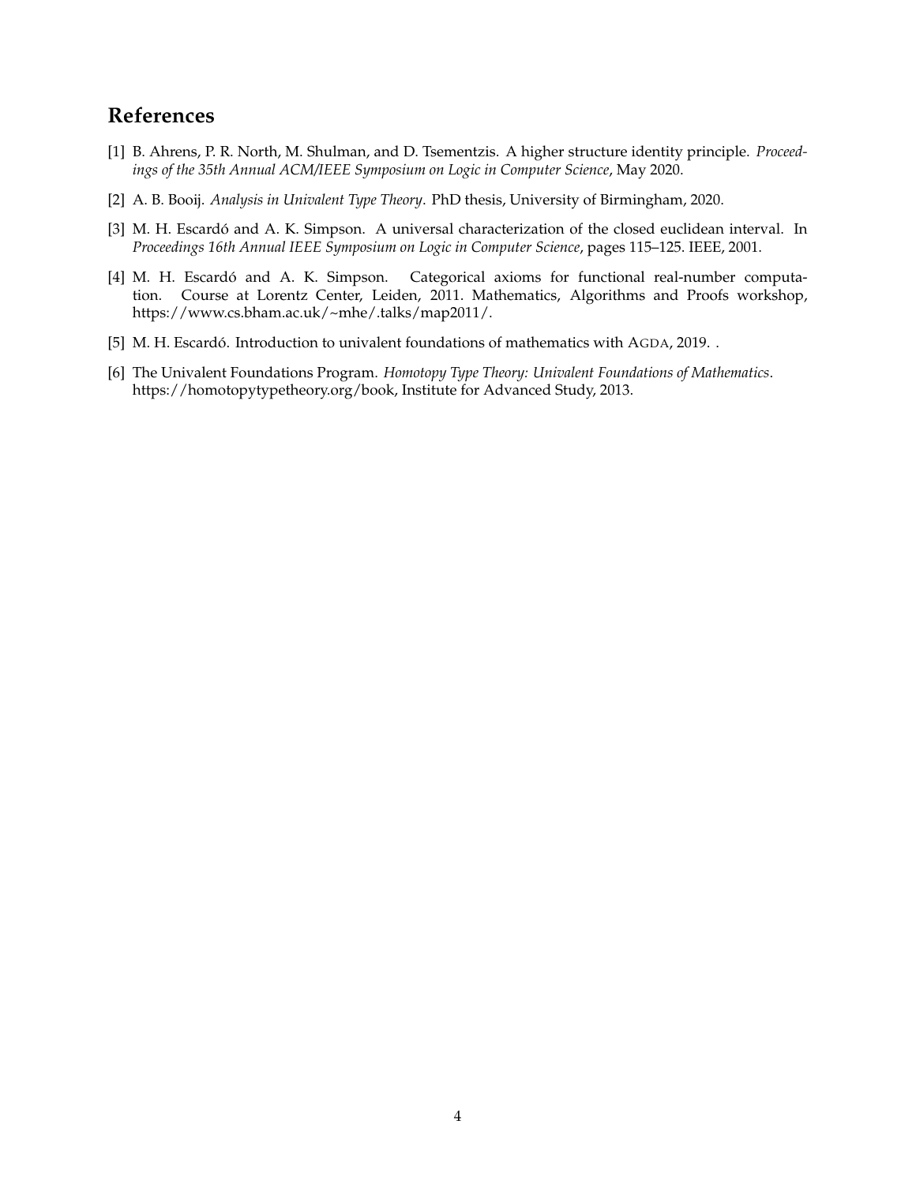## References

[1] B. Ahrens, P. R. North, M. Shulman, and D. Tsementzis. A higher structure identity principle. *Proceedings of the 35th Annual ACM/IEEE Symposium on Logic in Computer Science*, May 2020.

[2] A. B. Booij. *Analysis in Univalent Type Theory*. PhD thesis, University of Birmingham, 2020.

[3] M. H. Escardó and A. K. Simpson. A universal characterization of the closed euclidean interval. In *Proceedings 16th Annual IEEE Symposium on Logic in Computer Science*, pages 115–125. IEEE, 2001.

[4] M. H. Escardó and A. K. Simpson. Categorical axioms for functional real-number computation. Course at Lorentz Center, Leiden, 2011. Mathematics, Algorithms and Proofs workshop, https://www.cs.bham.ac.uk/~mhe/.talks/map2011/.

[5] M. H. Escardó. Introduction to univalent foundations of mathematics with AGDA, 2019. .

[6] The Univalent Foundations Program. *Homotopy Type Theory: Univalent Foundations of Mathematics*. https://homotopytypetheory.org/book, Institute for Advanced Study, 2013.